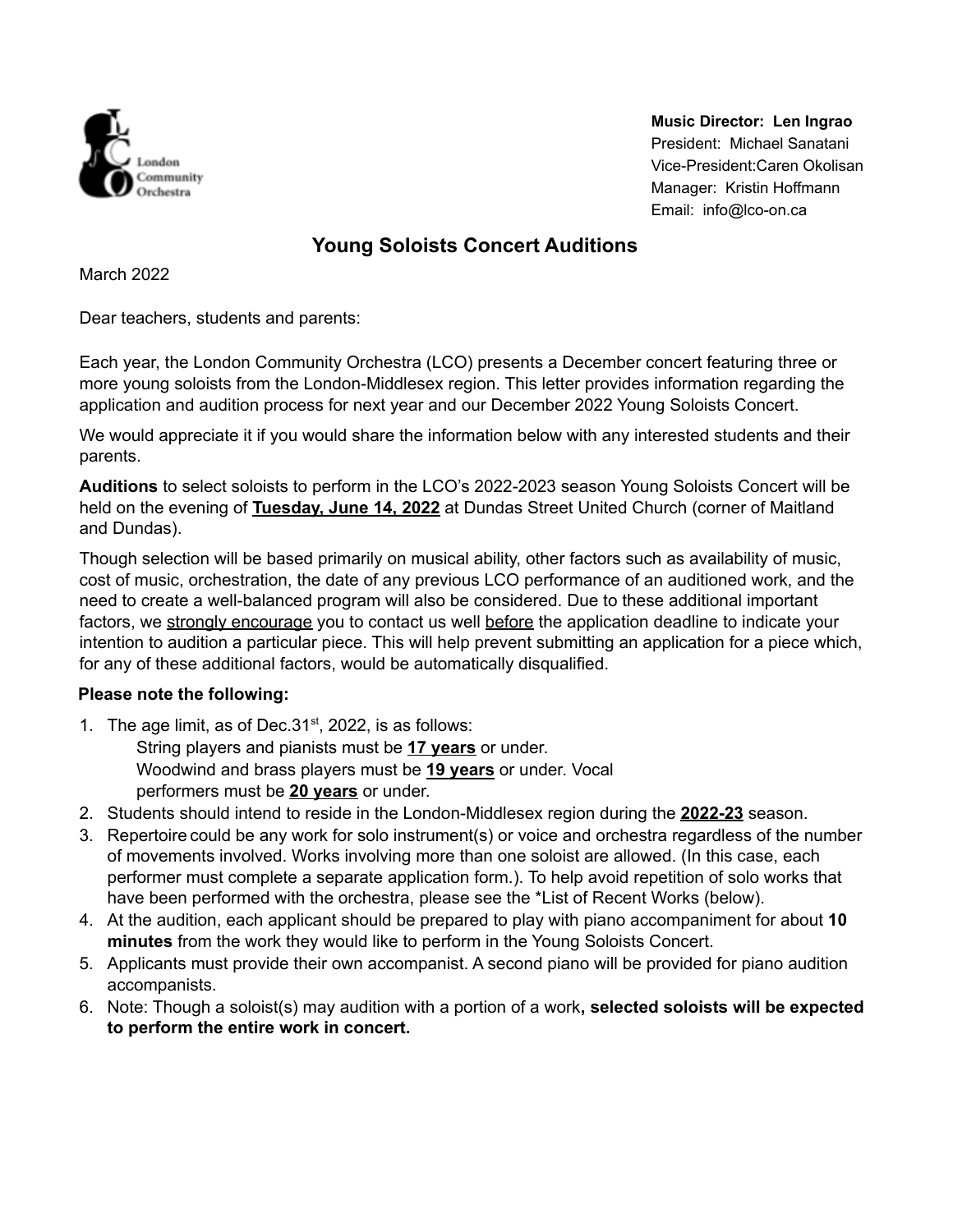London Community Orchestra

**Music Director: Len Ingrao**
President: Michael Sanatani
Vice-President:Caren Okolisan
Manager: Kristin Hoffmann
Email: info@lco-on.ca

# Young Soloists Concert Auditions

March 2022

Dear teachers, students and parents:

Each year, the London Community Orchestra (LCO) presents a December concert featuring three or more young soloists from the London-Middlesex region. This letter provides information regarding the application and audition process for next year and our December 2022 Young Soloists Concert.

We would appreciate it if you would share the information below with any interested students and their parents.

**Auditions** to select soloists to perform in the LCO's 2022-2023 season Young Soloists Concert will be held on the evening of **Tuesday, June 14, 2022** at Dundas Street United Church (corner of Maitland and Dundas).

Though selection will be based primarily on musical ability, other factors such as availability of music, cost of music, orchestration, the date of any previous LCO performance of an auditioned work, and the need to create a well-balanced program will also be considered. Due to these additional important factors, we strongly encourage you to contact us well before the application deadline to indicate your intention to audition a particular piece. This will help prevent submitting an application for a piece which, for any of these additional factors, would be automatically disqualified.

**Please note the following:**

1. The age limit, as of Dec.31st, 2022, is as follows:
   String players and pianists must be **17 years** or under.
   Woodwind and brass players must be **19 years** or under. Vocal performers must be **20 years** or under.
2. Students should intend to reside in the London-Middlesex region during the **2022-23** season.
3. Repertoire could be any work for solo instrument(s) or voice and orchestra regardless of the number of movements involved. Works involving more than one soloist are allowed. (In this case, each performer must complete a separate application form.). To help avoid repetition of solo works that have been performed with the orchestra, please see the *List of Recent Works (below).
4. At the audition, each applicant should be prepared to play with piano accompaniment for about **10 minutes** from the work they would like to perform in the Young Soloists Concert.
5. Applicants must provide their own accompanist. A second piano will be provided for piano audition accompanists.
6. Note: Though a soloist(s) may audition with a portion of a work**, selected soloists will be expected to perform the entire work in concert.**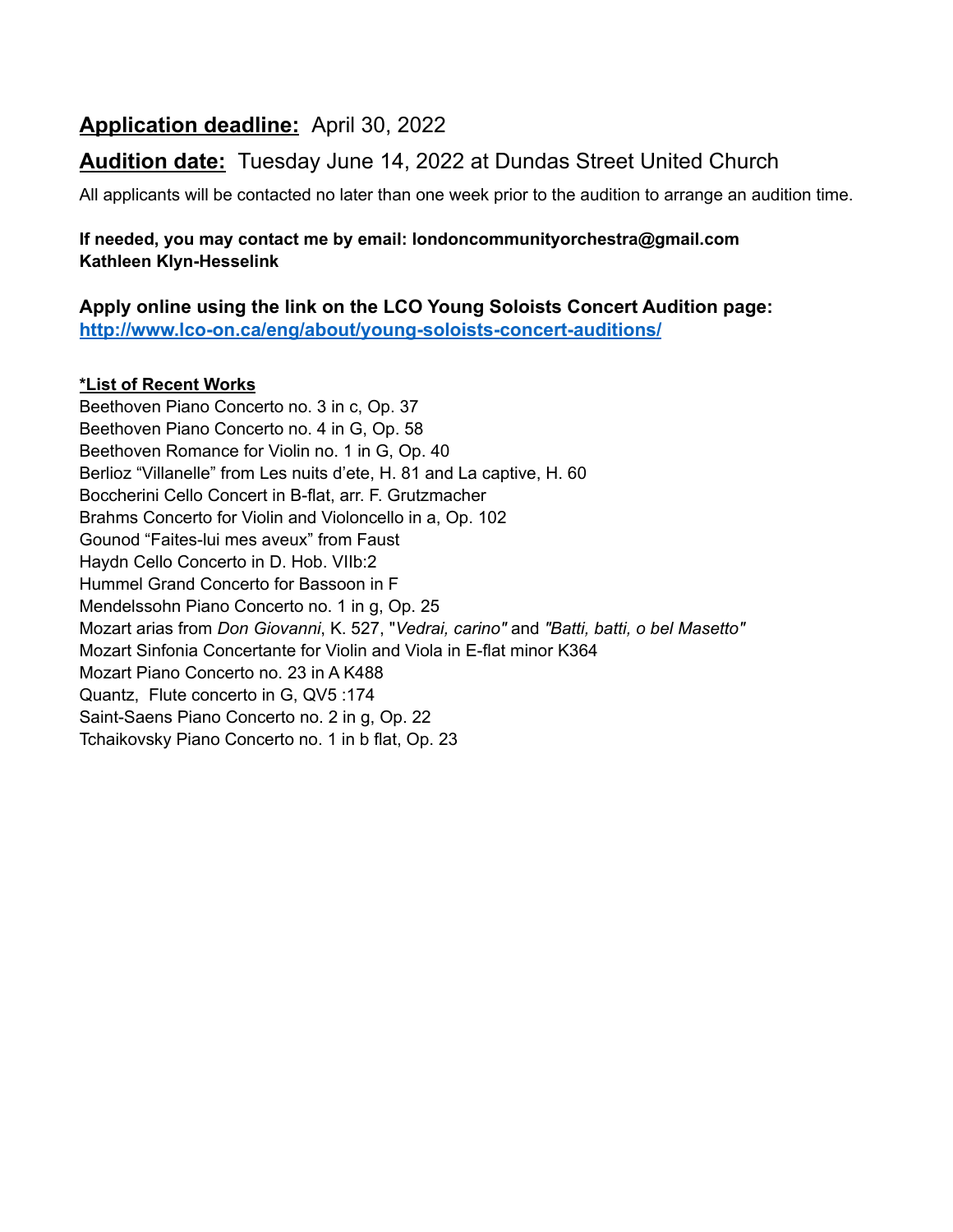**Application deadline:** April 30, 2022

**Audition date:** Tuesday June 14, 2022 at Dundas Street United Church

All applicants will be contacted no later than one week prior to the audition to arrange an audition time.

**If needed, you may contact me by email: londoncommunityorchestra@gmail.com**
**Kathleen Klyn-Hesselink**

**Apply online using the link on the LCO Young Soloists Concert Audition page:**
**[http://www.lco-on.ca/eng/about/young-soloists-concert-auditions/](http://www.lco-on.ca/eng/about/young-soloists-concert-auditions/)**

**\*List of Recent Works**

Beethoven Piano Concerto no. 3 in c, Op. 37
Beethoven Piano Concerto no. 4 in G, Op. 58
Beethoven Romance for Violin no. 1 in G, Op. 40
Berlioz "Villanelle" from Les nuits d'ete, H. 81 and La captive, H. 60
Boccherini Cello Concert in B-flat, arr. F. Grutzmacher
Brahms Concerto for Violin and Violoncello in a, Op. 102
Gounod "Faites-lui mes aveux" from Faust
Haydn Cello Concerto in D. Hob. VIIb:2
Hummel Grand Concerto for Bassoon in F
Mendelssohn Piano Concerto no. 1 in g, Op. 25
Mozart arias from *Don Giovanni*, K. 527, "*Vedrai, carino"* and *"Batti, batti, o bel Masetto"*
Mozart Sinfonia Concertante for Violin and Viola in E-flat minor K364
Mozart Piano Concerto no. 23 in A K488
Quantz, Flute concerto in G, QV5 :174
Saint-Saens Piano Concerto no. 2 in g, Op. 22
Tchaikovsky Piano Concerto no. 1 in b flat, Op. 23